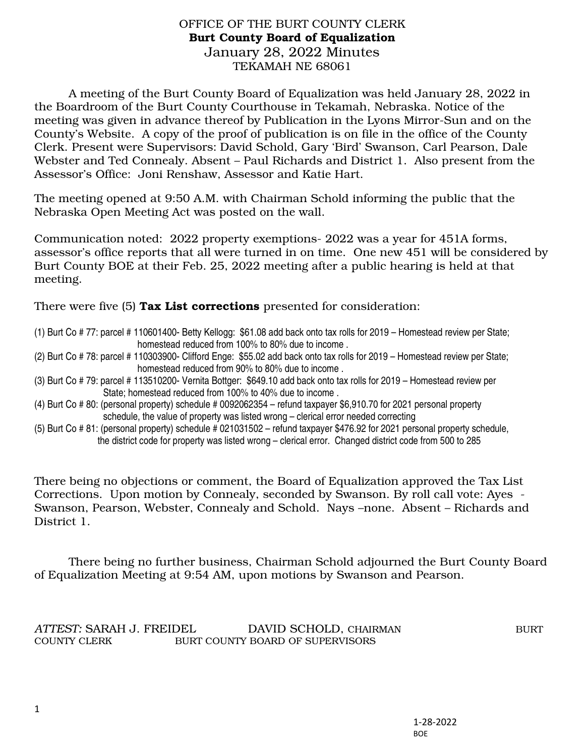# OFFICE OF THE BURT COUNTY CLERK

## Burt County Board of Equalization

### January 28, 2022 Minutes

TEKAMAH NE 68061

A meeting of the Burt County Board of Equalization was held January 28, 2022 in the Boardroom of the Burt County Courthouse in Tekamah, Nebraska. Notice of the meeting was given in advance thereof by Publication in the Lyons Mirror-Sun and on the County's Website. A copy of the proof of publication is on file in the office of the County Clerk. Present were Supervisors: David Schold, Gary 'Bird' Swanson, Carl Pearson, Dale Webster and Ted Connealy. Absent – Paul Richards and District 1. Also present from the Assessor's Office: Joni Renshaw, Assessor and Katie Hart.

The meeting opened at 9:50 A.M. with Chairman Schold informing the public that the Nebraska Open Meeting Act was posted on the wall.

Communication noted: 2022 property exemptions- 2022 was a year for 451A forms, assessor's office reports that all were turned in on time. One new 451 will be considered by Burt County BOE at their Feb. 25, 2022 meeting after a public hearing is held at that meeting.

There were five (5) **Tax List corrections** presented for consideration:

(1) Burt Co # 77: parcel # 110601400- Betty Kellogg: $61.08 add back onto tax rolls for 2019 – Homestead review per State; homestead reduced from 100% to 80% due to income .
(2) Burt Co # 78: parcel # 110303900- Clifford Enge: $55.02 add back onto tax rolls for 2019 – Homestead review per State; homestead reduced from 90% to 80% due to income .
(3) Burt Co # 79: parcel # 113510200- Vernita Bottger: $649.10 add back onto tax rolls for 2019 – Homestead review per State; homestead reduced from 100% to 40% due to income .
(4) Burt Co # 80: (personal property) schedule # 0092062354 – refund taxpayer $6,910.70 for 2021 personal property schedule, the value of property was listed wrong – clerical error needed correcting
(5) Burt Co # 81: (personal property) schedule # 021031502 – refund taxpayer $476.92 for 2021 personal property schedule, the district code for property was listed wrong – clerical error. Changed district code from 500 to 285

There being no objections or comment, the Board of Equalization approved the Tax List Corrections. Upon motion by Connealy, seconded by Swanson. By roll call vote: Ayes - Swanson, Pearson, Webster, Connealy and Schold. Nays –none. Absent – Richards and District 1.

There being no further business, Chairman Schold adjourned the Burt County Board of Equalization Meeting at 9:54 AM, upon motions by Swanson and Pearson.

*ATTEST:* SARAH J. FREIDEL, BURT COUNTY CLERK

DAVID SCHOLD, CHAIRMAN, BURT COUNTY BOARD OF SUPERVISORS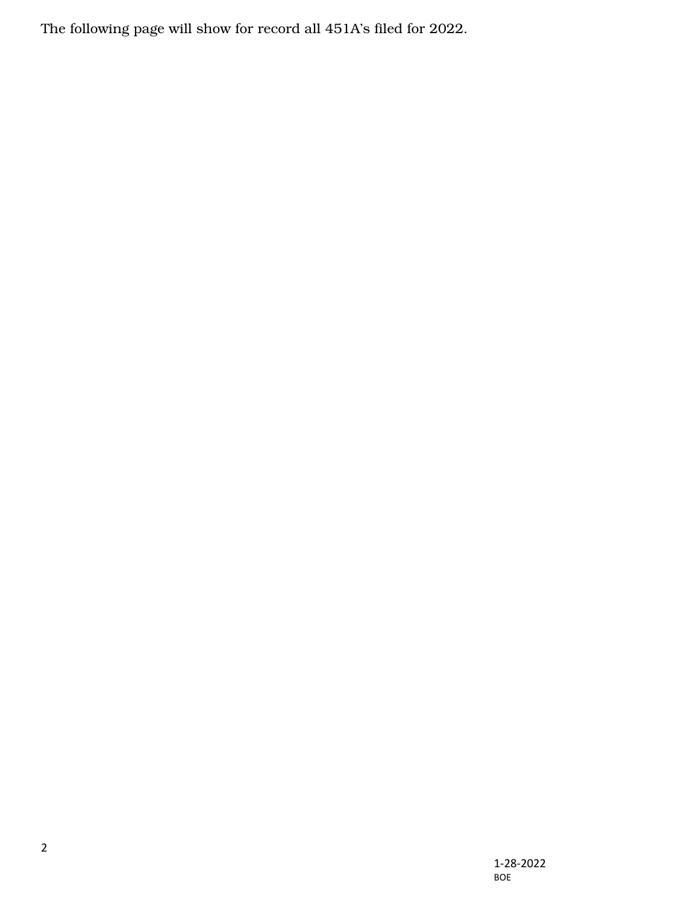The following page will show for record all 451A's filed for 2022.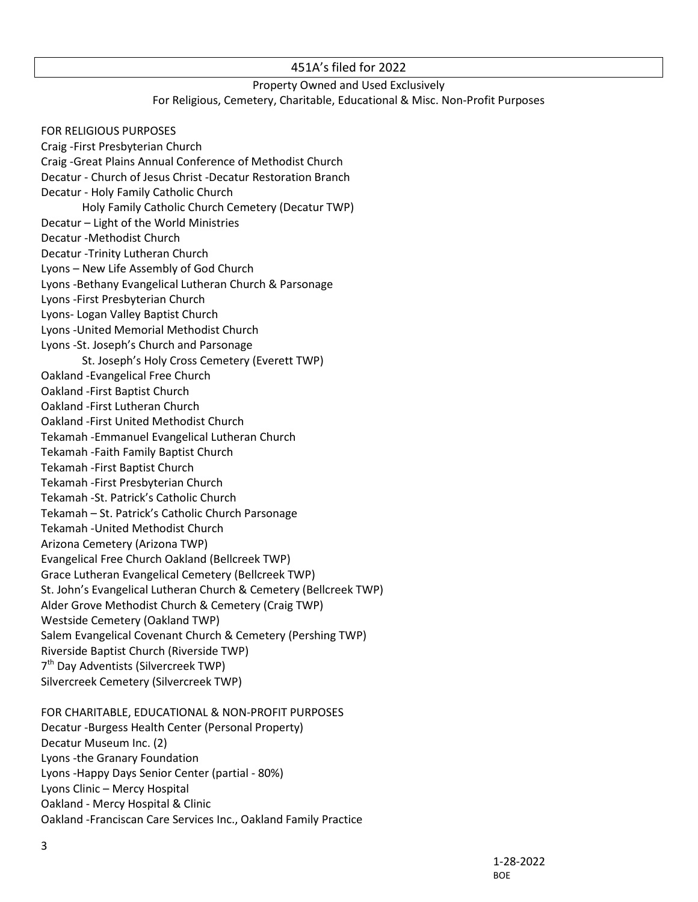# 451A's filed for 2022

Property Owned and Used Exclusively
For Religious, Cemetery, Charitable, Educational & Misc. Non-Profit Purposes

FOR RELIGIOUS PURPOSES

Craig -First Presbyterian Church
Craig -Great Plains Annual Conference of Methodist Church
Decatur - Church of Jesus Christ -Decatur Restoration Branch
Decatur - Holy Family Catholic Church
  Holy Family Catholic Church Cemetery (Decatur TWP)
Decatur – Light of the World Ministries
Decatur -Methodist Church
Decatur -Trinity Lutheran Church
Lyons – New Life Assembly of God Church
Lyons -Bethany Evangelical Lutheran Church & Parsonage
Lyons -First Presbyterian Church
Lyons- Logan Valley Baptist Church
Lyons -United Memorial Methodist Church
Lyons -St. Joseph's Church and Parsonage
  St. Joseph's Holy Cross Cemetery (Everett TWP)
Oakland -Evangelical Free Church
Oakland -First Baptist Church
Oakland -First Lutheran Church
Oakland -First United Methodist Church
Tekamah -Emmanuel Evangelical Lutheran Church
Tekamah -Faith Family Baptist Church
Tekamah -First Baptist Church
Tekamah -First Presbyterian Church
Tekamah -St. Patrick's Catholic Church
Tekamah – St. Patrick's Catholic Church Parsonage
Tekamah -United Methodist Church
Arizona Cemetery (Arizona TWP)
Evangelical Free Church Oakland (Bellcreek TWP)
Grace Lutheran Evangelical Cemetery (Bellcreek TWP)
St. John's Evangelical Lutheran Church & Cemetery (Bellcreek TWP)
Alder Grove Methodist Church & Cemetery (Craig TWP)
Westside Cemetery (Oakland TWP)
Salem Evangelical Covenant Church & Cemetery (Pershing TWP)
Riverside Baptist Church (Riverside TWP)
7th Day Adventists (Silvercreek TWP)
Silvercreek Cemetery (Silvercreek TWP)

FOR CHARITABLE, EDUCATIONAL & NON-PROFIT PURPOSES

Decatur -Burgess Health Center (Personal Property)
Decatur Museum Inc. (2)
Lyons -the Granary Foundation
Lyons -Happy Days Senior Center (partial - 80%)
Lyons Clinic – Mercy Hospital
Oakland - Mercy Hospital & Clinic
Oakland -Franciscan Care Services Inc., Oakland Family Practice

1-28-2022
BOE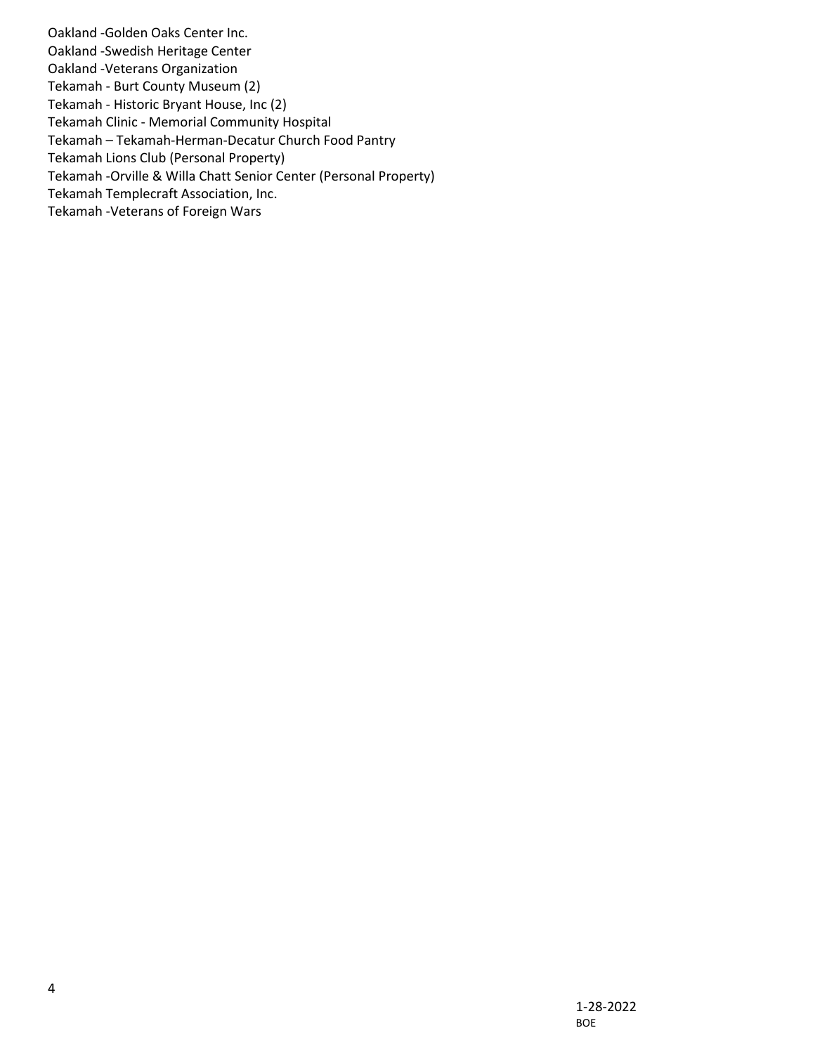Oakland -Golden Oaks Center Inc.
Oakland -Swedish Heritage Center
Oakland -Veterans Organization
Tekamah - Burt County Museum (2)
Tekamah - Historic Bryant House, Inc (2)
Tekamah Clinic - Memorial Community Hospital
Tekamah – Tekamah-Herman-Decatur Church Food Pantry
Tekamah Lions Club (Personal Property)
Tekamah -Orville & Willa Chatt Senior Center (Personal Property)
Tekamah Templecraft Association, Inc.
Tekamah -Veterans of Foreign Wars

1-28-2022
BOE